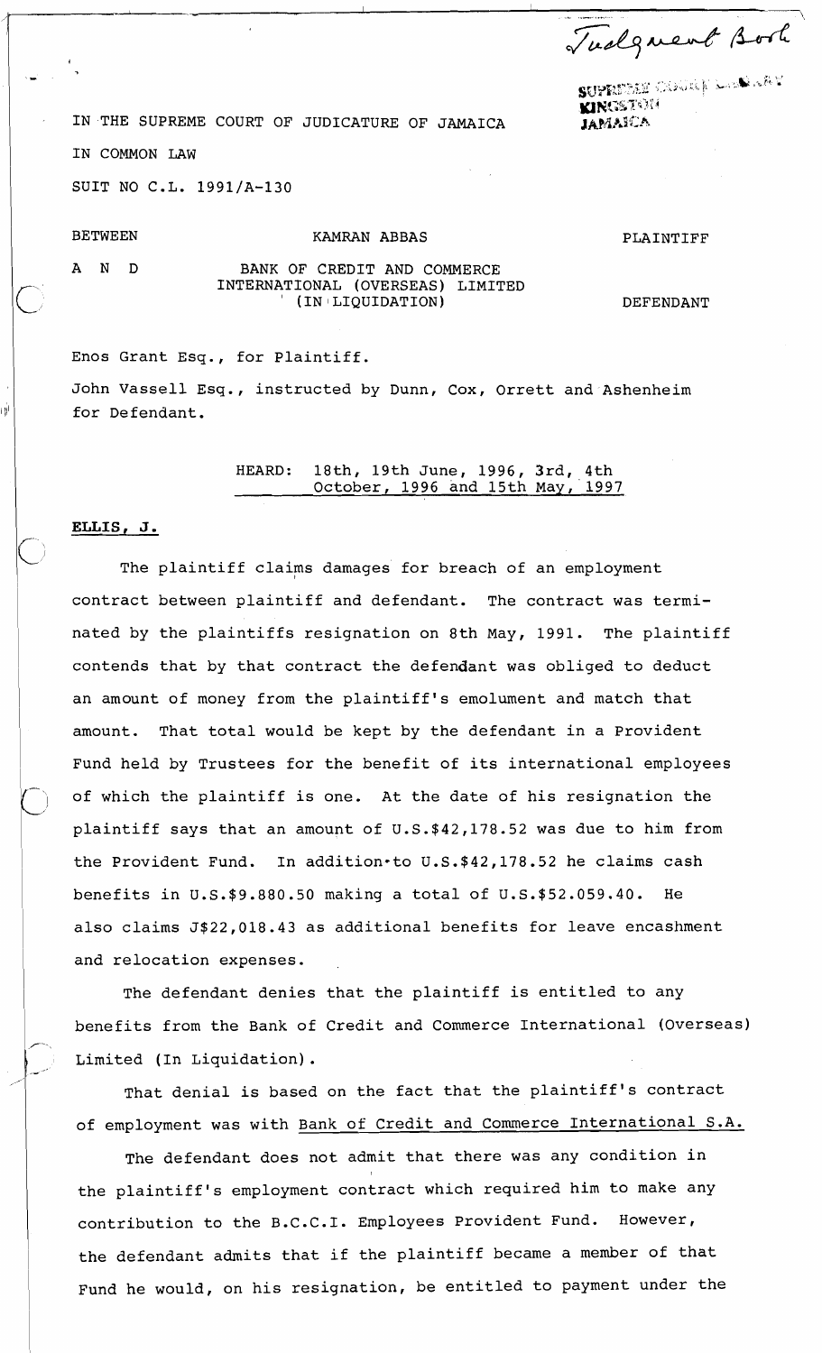Judgment Book

SUPREME COURT LIBRARY
KINGSTON
JAMAICA

IN THE SUPREME COURT OF JUDICATURE OF JAMAICA

IN COMMON LAW

SUIT NO C.L. 1991/A-130

| | | |
|---|---|---|
| BETWEEN | KAMRAN ABBAS | PLAINTIFF |
| A N D | BANK OF CREDIT AND COMMERCE INTERNATIONAL (OVERSEAS) LIMITED (IN LIQUIDATION) | DEFENDANT |

Enos Grant Esq., for Plaintiff.

John Vassell Esq., instructed by Dunn, Cox, Orrett and Ashenheim for Defendant.

HEARD: 18th, 19th June, 1996, 3rd, 4th October, 1996 and 15th May, 1997

**ELLIS, J.**

The plaintiff claims damages for breach of an employment contract between plaintiff and defendant. The contract was terminated by the plaintiffs resignation on 8th May, 1991. The plaintiff contends that by that contract the defendant was obliged to deduct an amount of money from the plaintiff's emolument and match that amount. That total would be kept by the defendant in a Provident Fund held by Trustees for the benefit of its international employees of which the plaintiff is one. At the date of his resignation the plaintiff says that an amount of U.S.$42,178.52 was due to him from the Provident Fund. In addition to U.S.$42,178.52 he claims cash benefits in U.S.$9.880.50 making a total of U.S.$52.059.40. He also claims J$22,018.43 as additional benefits for leave encashment and relocation expenses.

The defendant denies that the plaintiff is entitled to any benefits from the Bank of Credit and Commerce International (Overseas) Limited (In Liquidation).

That denial is based on the fact that the plaintiff's contract of employment was with Bank of Credit and Commerce International S.A.

The defendant does not admit that there was any condition in the plaintiff's employment contract which required him to make any contribution to the B.C.C.I. Employees Provident Fund. However, the defendant admits that if the plaintiff became a member of that Fund he would, on his resignation, be entitled to payment under the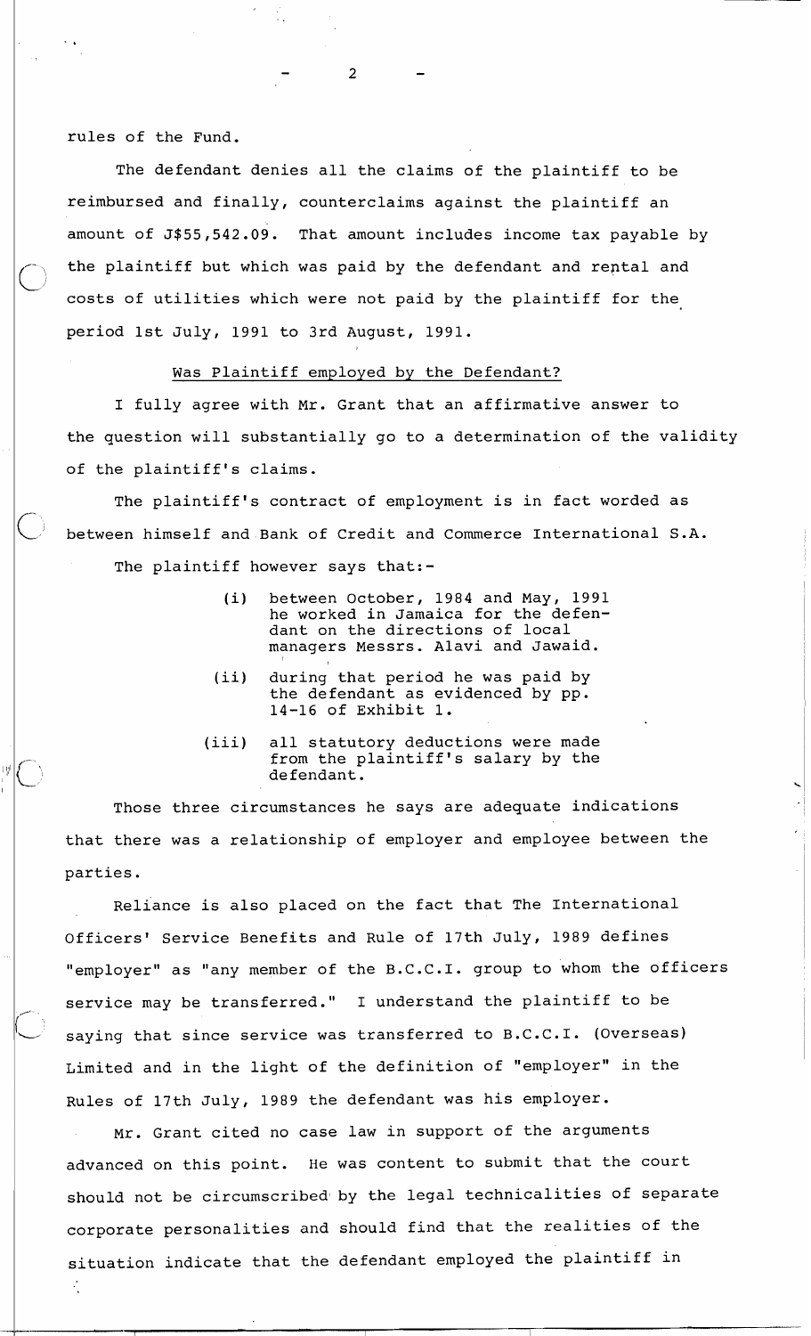rules of the Fund.

The defendant denies all the claims of the plaintiff to be reimbursed and finally, counterclaims against the plaintiff an amount of J$55,542.09. That amount includes income tax payable by the plaintiff but which was paid by the defendant and rental and costs of utilities which were not paid by the plaintiff for the period 1st July, 1991 to 3rd August, 1991.

## Was Plaintiff employed by the Defendant?

I fully agree with Mr. Grant that an affirmative answer to the question will substantially go to a determination of the validity of the plaintiff's claims.

The plaintiff's contract of employment is in fact worded as between himself and Bank of Credit and Commerce International S.A.

The plaintiff however says that:-

- (i) between October, 1984 and May, 1991 he worked in Jamaica for the defendant on the directions of local managers Messrs. Alavi and Jawaid.
- (ii) during that period he was paid by the defendant as evidenced by pp. 14-16 of Exhibit 1.
- (iii) all statutory deductions were made from the plaintiff's salary by the defendant.

Those three circumstances he says are adequate indications that there was a relationship of employer and employee between the parties.

Reliance is also placed on the fact that The International Officers' Service Benefits and Rule of 17th July, 1989 defines "employer" as "any member of the B.C.C.I. group to whom the officers service may be transferred." I understand the plaintiff to be saying that since service was transferred to B.C.C.I. (Overseas) Limited and in the light of the definition of "employer" in the Rules of 17th July, 1989 the defendant was his employer.

Mr. Grant cited no case law in support of the arguments advanced on this point. He was content to submit that the court should not be circumscribed by the legal technicalities of separate corporate personalities and should find that the realities of the situation indicate that the defendant employed the plaintiff in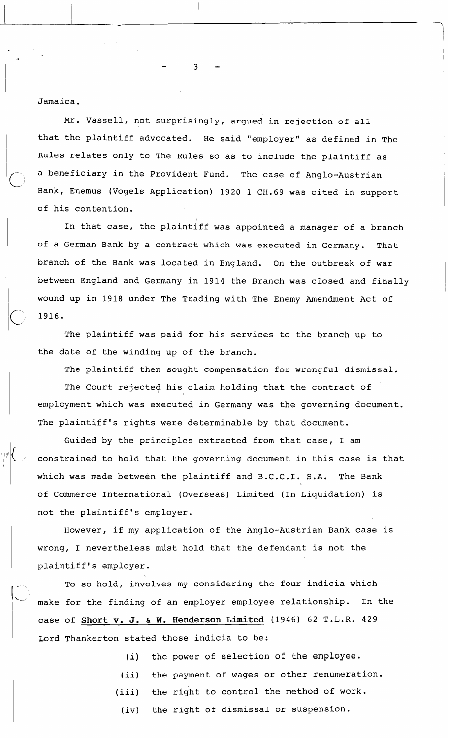Jamaica.

Mr. Vassell, not surprisingly, argued in rejection of all that the plaintiff advocated. He said "employer" as defined in The Rules relates only to The Rules so as to include the plaintiff as a beneficiary in the Provident Fund. The case of Anglo-Austrian Bank, Enemus (Vogels Application) 1920 1 CH.69 was cited in support of his contention.

In that case, the plaintiff was appointed a manager of a branch of a German Bank by a contract which was executed in Germany. That branch of the Bank was located in England. On the outbreak of war between England and Germany in 1914 the Branch was closed and finally wound up in 1918 under The Trading with The Enemy Amendment Act of 1916.

The plaintiff was paid for his services to the branch up to the date of the winding up of the branch.

The plaintiff then sought compensation for wrongful dismissal.

The Court rejected his claim holding that the contract of employment which was executed in Germany was the governing document. The plaintiff's rights were determinable by that document.

Guided by the principles extracted from that case, I am constrained to hold that the governing document in this case is that which was made between the plaintiff and B.C.C.I. S.A. The Bank of Commerce International (Overseas) Limited (In Liquidation) is not the plaintiff's employer.

However, if my application of the Anglo-Austrian Bank case is wrong, I nevertheless must hold that the defendant is not the plaintiff's employer.

To so hold, involves my considering the four indicia which make for the finding of an employer employee relationship. In the case of **Short v. J. & W. Henderson Limited** (1946) 62 T.L.R. 429 Lord Thankerton stated those indicia to be:

(i) the power of selection of the employee.

(ii) the payment of wages or other renumeration.

(iii) the right to control the method of work.

(iv) the right of dismissal or suspension.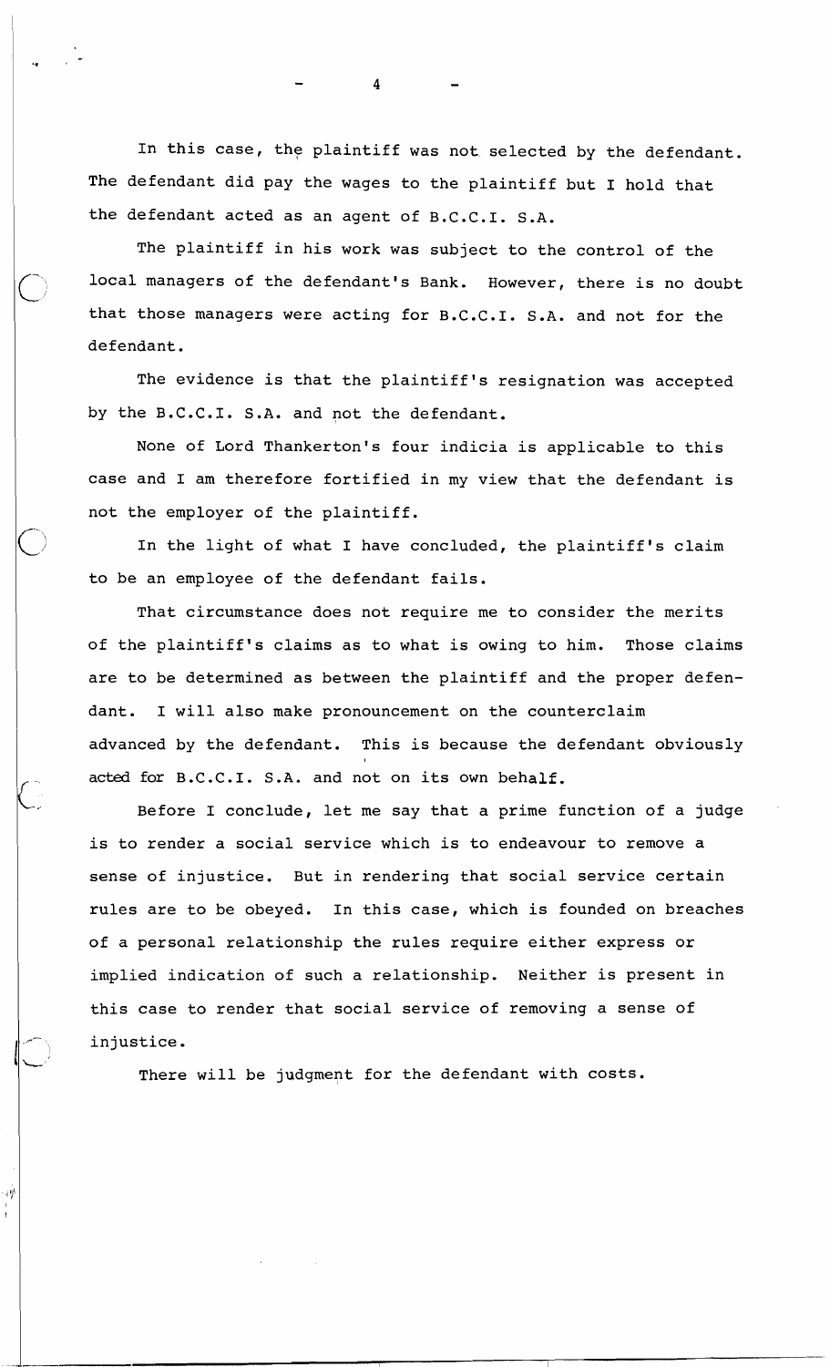In this case, the plaintiff was not selected by the defendant. The defendant did pay the wages to the plaintiff but I hold that the defendant acted as an agent of B.C.C.I. S.A.

The plaintiff in his work was subject to the control of the local managers of the defendant's Bank. However, there is no doubt that those managers were acting for B.C.C.I. S.A. and not for the defendant.

The evidence is that the plaintiff's resignation was accepted by the B.C.C.I. S.A. and not the defendant.

None of Lord Thankerton's four indicia is applicable to this case and I am therefore fortified in my view that the defendant is not the employer of the plaintiff.

In the light of what I have concluded, the plaintiff's claim to be an employee of the defendant fails.

That circumstance does not require me to consider the merits of the plaintiff's claims as to what is owing to him. Those claims are to be determined as between the plaintiff and the proper defendant. I will also make pronouncement on the counterclaim advanced by the defendant. This is because the defendant obviously acted for B.C.C.I. S.A. and not on its own behalf.

Before I conclude, let me say that a prime function of a judge is to render a social service which is to endeavour to remove a sense of injustice. But in rendering that social service certain rules are to be obeyed. In this case, which is founded on breaches of a personal relationship the rules require either express or implied indication of such a relationship. Neither is present in this case to render that social service of removing a sense of injustice.

There will be judgment for the defendant with costs.